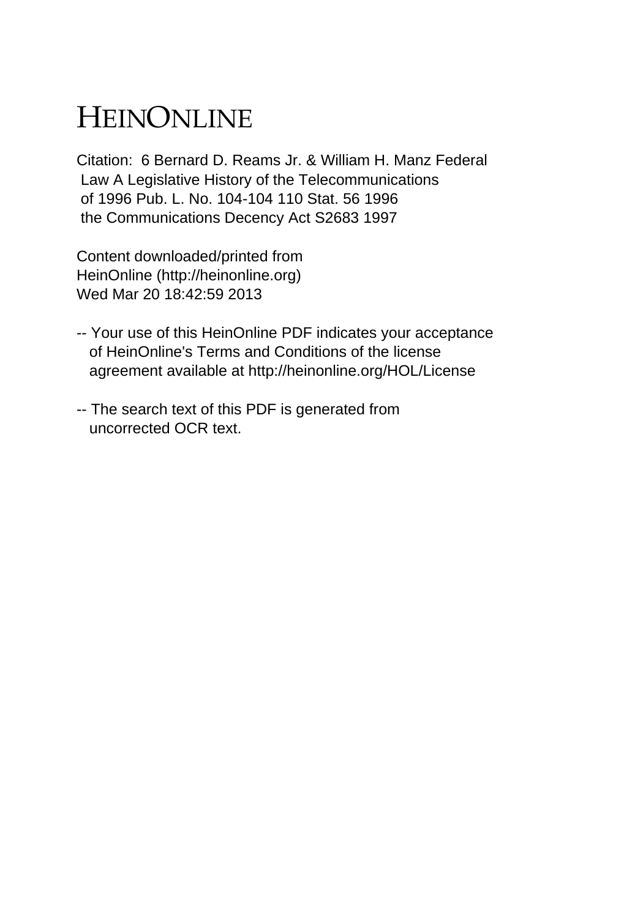# HEINONLINE

Citation: 6 Bernard D. Reams Jr. & William H. Manz Federal Law A Legislative History of the Telecommunications of 1996 Pub. L. No. 104-104 110 Stat. 56 1996 the Communications Decency Act S2683 1997

Content downloaded/printed from HeinOnline (http://heinonline.org) Wed Mar 20 18:42:59 2013

-- Your use of this HeinOnline PDF indicates your acceptance of HeinOnline's Terms and Conditions of the license agreement available at http://heinonline.org/HOL/License

-- The search text of this PDF is generated from uncorrected OCR text.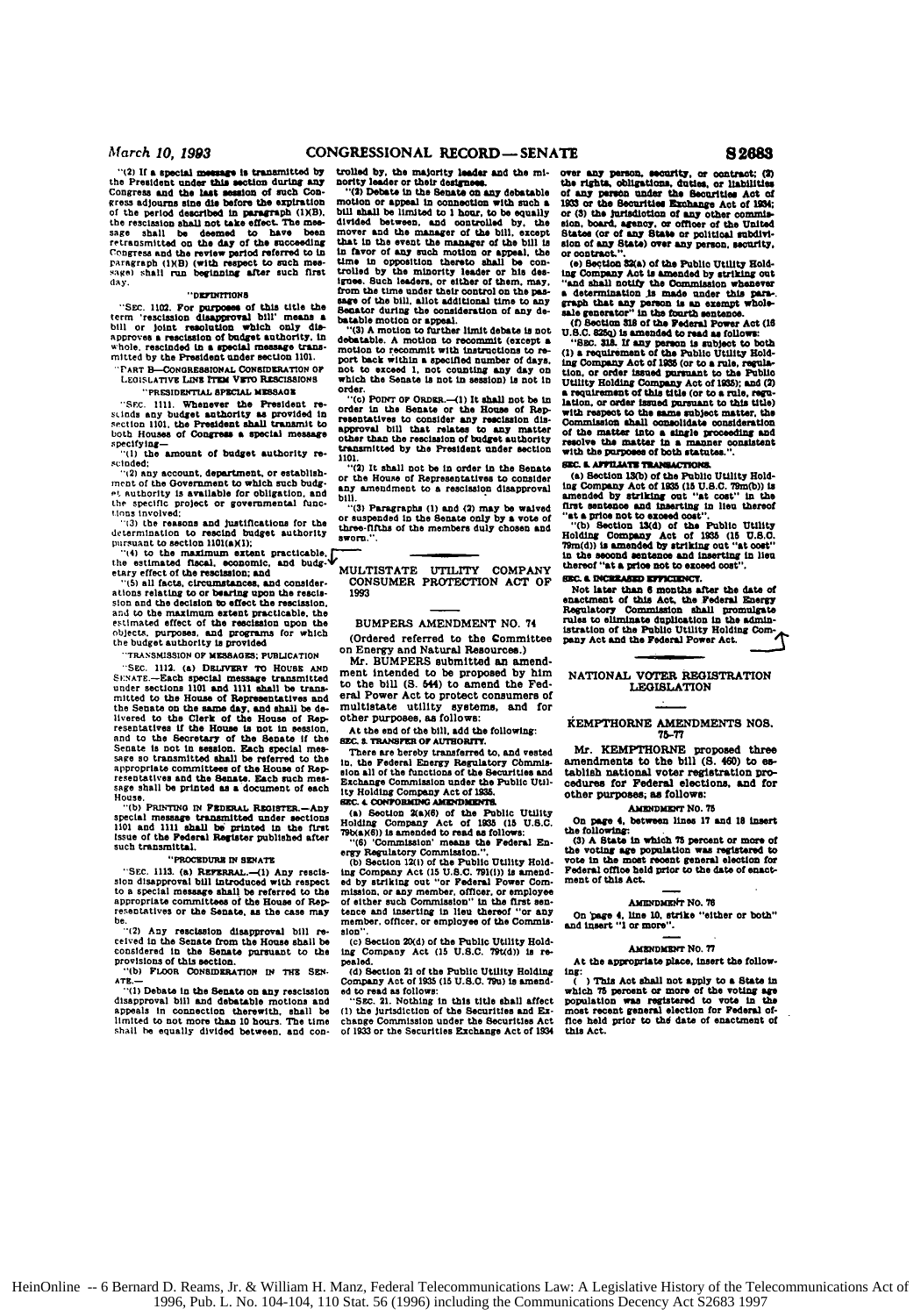"(2) If a special message is transmitted by the President under this section during any Congress and the last session of such Congress adjourns sine die before the expiration of the period described in paragraph (1)(B), the rescission shall not take effect. The message shall be deemed to have been retransmitted on the day of the succeeding Congress and the review period referred to in paragraph (1)(B) (with respect to such message) shall run beginning after such first day.

"DEFINITIONS

"SEC. 1102. For purposes of this title the term 'rescission disapproval bill' means a bill or joint resolution which only disapproves a rescission of budget authority, in whole, rescinded in a special message transmitted by the President under section 1101.

"PART B—CONGRESSIONAL CONSIDERATION OF LEGISLATIVE LINE ITEM VETO RESCISSIONS

"PRESIDENTIAL SPECIAL MESSAGE

"SEC. 1111. Whenever the President rescinds any budget authority as provided in section 1101, the President shall transmit to both Houses of Congress a special message specifying—

"(1) the amount of budget authority rescinded;

"(2) any account, department, or establishment of the Government to which such budget authority is available for obligation, and the specific project or governmental functions involved;

"(3) the reasons and justifications for the determination to rescind budget authority pursuant to section 1101(a)(1);

"(4) to the maximum extent practicable, the estimated fiscal, economic, and budgetary effect of the rescission; and

"(5) all facts, circumstances, and considerations relating to or bearing upon the rescission and the decision to effect the rescission, and to the maximum extent practicable, the estimated effect of the rescission upon the objects, purposes, and programs for which the budget authority is provided.

"TRANSMISSION OF MESSAGES; PUBLICATION

"SEC. 1112. (a) DELIVERY TO HOUSE AND SENATE.—Each special message transmitted under sections 1101 and 1111 shall be transmitted to the House of Representatives and the Senate on the same day, and shall be delivered to the Clerk of the House of Representatives if the House is not in session, and to the Secretary of the Senate if the Senate is not in session. Each special message so transmitted shall be referred to the appropriate committees of the House of Representatives and the Senate. Each such message shall be printed as a document of each House.

"(b) PRINTING IN FEDERAL REGISTER.—Any special message transmitted under sections 1101 and 1111 shall be printed in the first issue of the Federal Register published after such transmittal.

"PROCEDURE IN SENATE

"SEC. 1113. (a) REFERRAL.—(1) Any rescission disapproval bill introduced with respect to a special message shall be referred to the appropriate committees of the House of Representatives or the Senate, as the case may be.

"(2) Any rescission disapproval bill received in the Senate from the House shall be considered in the Senate pursuant to the provisions of this section.

"(b) FLOOR CONSIDERATION IN THE SENATE.—

"(1) Debate in the Senate on any rescission disapproval bill and debatable motions and appeals in connection therewith, shall be limited to not more than 10 hours. The time shall be equally divided between, and controlled by, the majority leader and the minority leader or their designees.

"(2) Debate in the Senate on any debatable motion or appeal in connection with such a bill shall be limited to 1 hour, to be equally divided between, and controlled by, the mover and the manager of the bill, except that in the event the manager of the bill is in favor of any such motion or appeal, the time in opposition thereto shall be controlled by the minority leader or his designee. Such leaders, or either of them, may, from the time under their control on the passage of the bill, allot additional time to any Senator during the consideration of any debatable motion or appeal.

"(3) A motion to further limit debate is not debatable. A motion to recommit (except a motion to recommit with instructions to report back within a specified number of days, not to exceed 1, not counting any day on which the Senate is not in session) is not in order.

"(c) POINT OF ORDER.—(1) It shall not be in order in the Senate or the House of Representatives to consider any rescission disapproval bill that relates to any matter other than the rescission of budget authority transmitted by the President under section 1101.

"(2) It shall not be in order in the Senate or the House of Representatives to consider any amendment to a rescission disapproval bill.

"(3) Paragraphs (1) and (2) may be waived or suspended in the Senate only by a vote of three-fifths of the members duly chosen and sworn.".

## MULTISTATE UTILITY COMPANY CONSUMER PROTECTION ACT OF 1993

### BUMPERS AMENDMENT NO. 74

(Ordered referred to the Committee on Energy and Natural Resources.)

Mr. BUMPERS submitted an amendment intended to be proposed by him to the bill (S. 544) to amend the Federal Power Act to protect consumers of multistate utility systems, and for other purposes, as follows:

At the end of the bill, add the following:

**SEC. 3. TRANSFER OF AUTHORITY.**

There are hereby transferred to, and vested in, the Federal Energy Regulatory Commission all of the functions of the Securities and Exchange Commission under the Public Utility Holding Company Act of 1935.

**SEC. 4. CONFORMING AMENDMENTS.**

(a) Section 2(a)(6) of the Public Utility Holding Company Act of 1935 (15 U.S.C. 79b(a)(6)) is amended to read as follows:

"(6) 'Commission' means the Federal Energy Regulatory Commission.".

(b) Section 12(i) of the Public Utility Holding Company Act (15 U.S.C. 79l(i)) is amended by striking out "or Federal Power Commission, or any member, officer, or employee of either such Commission" in the first sentence and inserting in lieu thereof "or any member, officer, or employee of the Commission".

(c) Section 20(d) of the Public Utility Holding Company Act (15 U.S.C. 79t(d)) is repealed.

(d) Section 21 of the Public Utility Holding Company Act of 1935 (15 U.S.C. 79u) is amended to read as follows:

"SEC. 21. Nothing in this title shall affect (1) the jurisdiction of the Securities and Exchange Commission under the Securities Act of 1933 or the Securities Exchange Act of 1934 over any person, security, or contract; (2) the rights, obligations, duties, or liabilities of any person under the Securities Act of 1933 or the Securities Exchange Act of 1934; or (3) the jurisdiction of any other commission, board, agency, or officer of the United States (or of any State or political subdivision of any State) over any person, security, or contract.".

(e) Section 32(a) of the Public Utility Holding Company Act is amended by striking out "and shall notify the Commission whenever a determination is made under this paragraph that any person is an exempt wholesale generator" in the fourth sentence.

(f) Section 318 of the Federal Power Act (16 U.S.C. 825q) is amended to read as follows:

"SEC. 318. If any person is subject to both (1) a requirement of the Public Utility Holding Company Act of 1935 (or to a rule, regulation, or order issued pursuant to the Public Utility Holding Company Act of 1935); and (2) a requirement of this title (or to a rule, regulation, or order issued pursuant to this title) with respect to the same subject matter, the Commission shall consolidate consideration of the matter into a single proceeding and resolve the matter in a manner consistent with the purposes of both statutes.".

**SEC. 5. AFFILIATE TRANSACTIONS.**

(a) Section 13(b) of the Public Utility Holding Company Act of 1935 (15 U.S.C. 79m(b)) is amended by striking out "at cost" in the first sentence and inserting in lieu thereof "at a price not to exceed cost".

"(b) Section 13(d) of the Public Utility Holding Company Act of 1935 (15 U.S.C. 79m(d)) is amended by striking out "at cost" in the second sentence and inserting in lieu thereof "at a price not to exceed cost".

**SEC. 6. INCREASED EFFICIENCY.**

Not later than 6 months after the date of enactment of this Act, the Federal Energy Regulatory Commission shall promulgate rules to eliminate duplication in the administration of the Public Utility Holding Company Act and the Federal Power Act.

## NATIONAL VOTER REGISTRATION LEGISLATION

### KEMPTHORNE AMENDMENTS NOS. 75–77

Mr. KEMPTHORNE proposed three amendments to the bill (S. 460) to establish national voter registration procedures for Federal elections, and for other purposes; as follows:

#### AMENDMENT NO. 75

On page 4, between lines 17 and 18 insert the following:

(3) A State in which 75 percent or more of the voting age population was registered to vote in the most recent general election for Federal office held prior to the date of enactment of this Act.

#### AMENDMENT NO. 76

On page 4, line 10, strike "either or both" and insert "1 or more".

#### AMENDMENT NO. 77

At the appropriate place, insert the following:

( ) This Act shall not apply to a State in which 75 percent or more of the voting age population was registered to vote in the most recent general election for Federal office held prior to the date of enactment of this Act.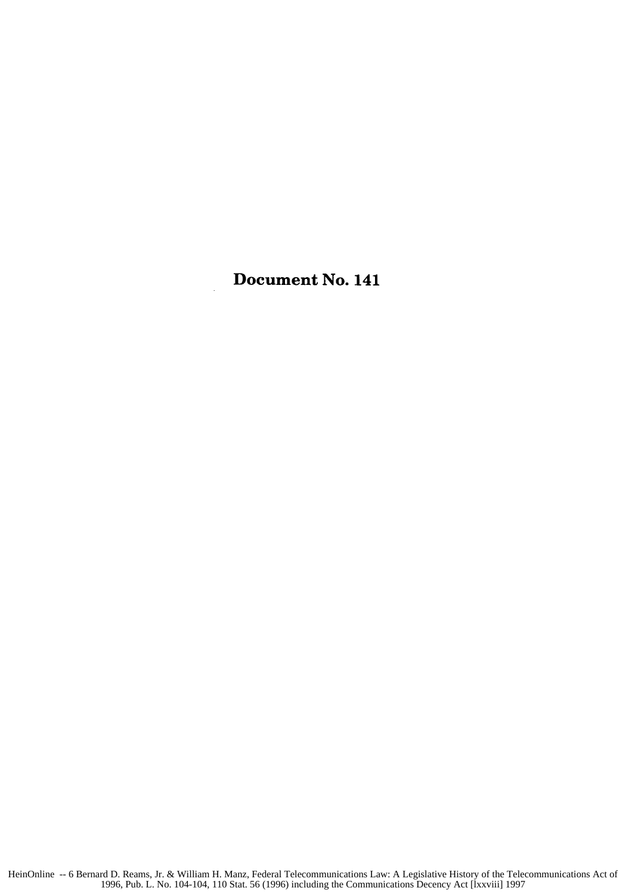# Document No. 141